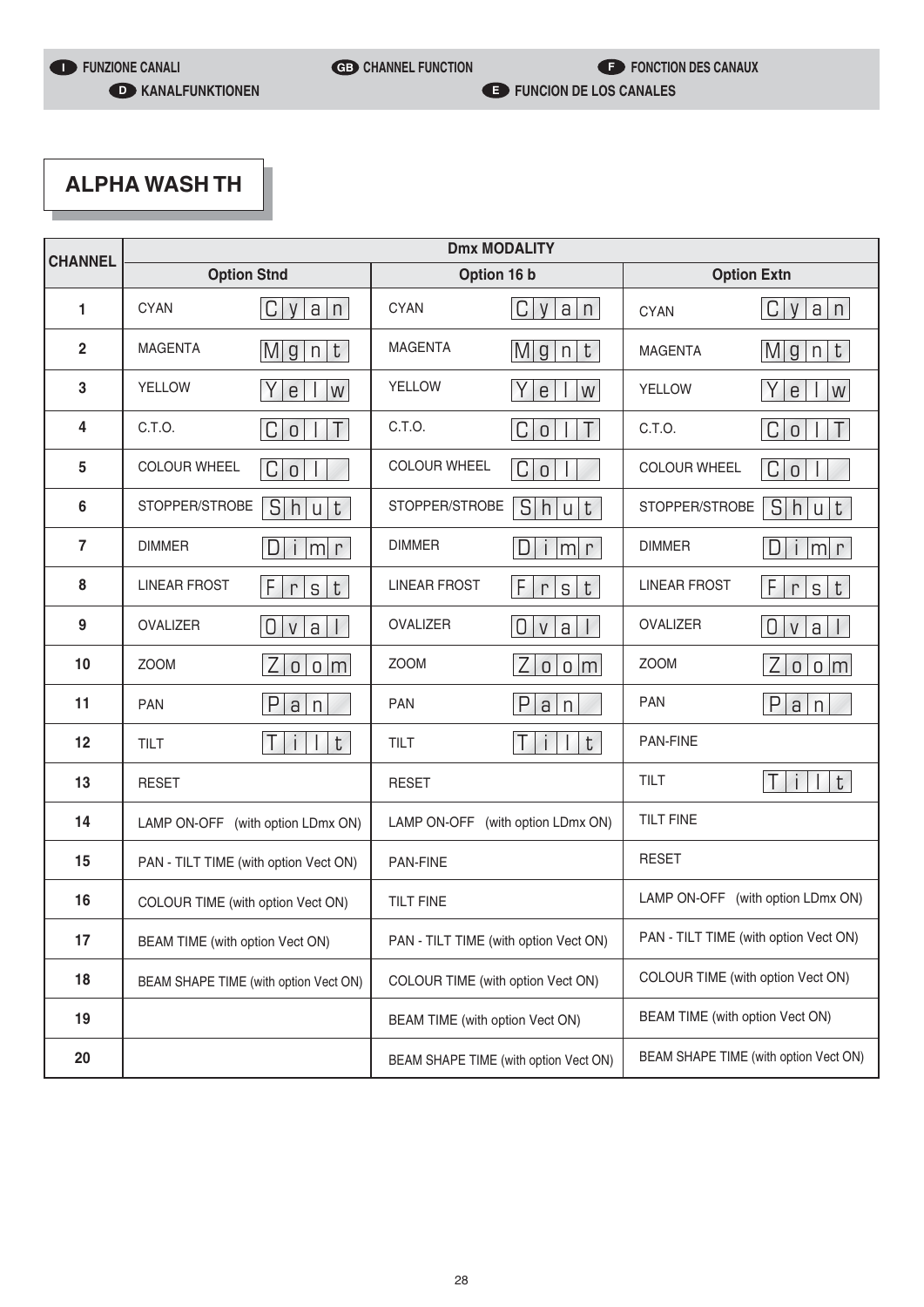I FUNZIONE CANALI | GB CHANNEL FUNCTION | F FONCTION DES CANAUX | D KANALFUNKTIONEN | E FUNCION DE LOS CANALES

## ALPHA WASH TH

| CHANNEL | Dmx MODALITY | | | | | |
|---|---|---|---|---|---|---|
| | Option Stnd | | Option 16 b | | Option Extn | |
| 1 | CYAN | Cyan | CYAN | Cyan | CYAN | Cyan |
| 2 | MAGENTA | Mgnt | MAGENTA | Mgnt | MAGENTA | Mgnt |
| 3 | YELLOW | Yelw | YELLOW | Yelw | YELLOW | Yelw |
| 4 | C.T.O. | ColT | C.T.O. | ColT | C.T.O. | ColT |
| 5 | COLOUR WHEEL | Col | COLOUR WHEEL | Col | COLOUR WHEEL | Col |
| 6 | STOPPER/STROBE | Shut | STOPPER/STROBE | Shut | STOPPER/STROBE | Shut |
| 7 | DIMMER | Dimr | DIMMER | Dimr | DIMMER | Dimr |
| 8 | LINEAR FROST | Frst | LINEAR FROST | Frst | LINEAR FROST | Frst |
| 9 | OVALIZER | Oval | OVALIZER | Oval | OVALIZER | Oval |
| 10 | ZOOM | Zoom | ZOOM | Zoom | ZOOM | Zoom |
| 11 | PAN | Pan | PAN | Pan | PAN | Pan |
| 12 | TILT | Tilt | TILT | Tilt | PAN-FINE | |
| 13 | RESET | | RESET | | TILT | Tilt |
| 14 | LAMP ON-OFF (with option LDmx ON) | | LAMP ON-OFF (with option LDmx ON) | | TILT FINE | |
| 15 | PAN - TILT TIME (with option Vect ON) | | PAN-FINE | | RESET | |
| 16 | COLOUR TIME (with option Vect ON) | | TILT FINE | | LAMP ON-OFF (with option LDmx ON) | |
| 17 | BEAM TIME (with option Vect ON) | | PAN - TILT TIME (with option Vect ON) | | PAN - TILT TIME (with option Vect ON) | |
| 18 | BEAM SHAPE TIME (with option Vect ON) | | COLOUR TIME (with option Vect ON) | | COLOUR TIME (with option Vect ON) | |
| 19 | | | BEAM TIME (with option Vect ON) | | BEAM TIME (with option Vect ON) | |
| 20 | | | BEAM SHAPE TIME (with option Vect ON) | | BEAM SHAPE TIME (with option Vect ON) | |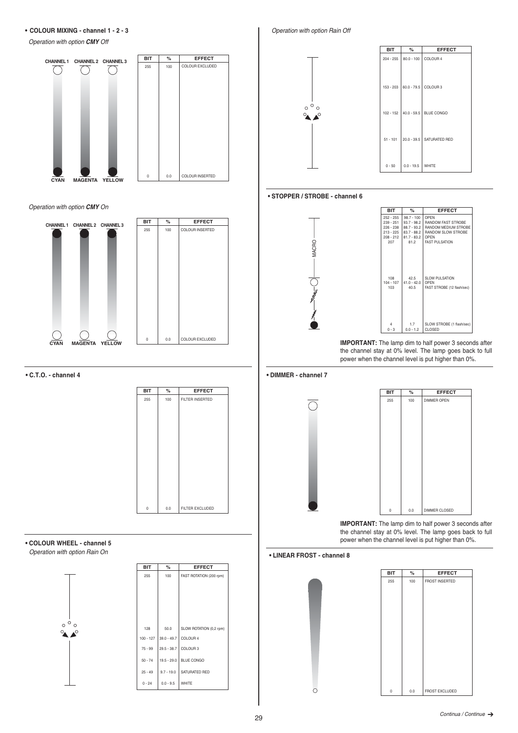## • COLOUR MIXING - channel 1 - 2 - 3

*Operation with option **CMY** Off*

CHANNEL 1 CHANNEL 2 CHANNEL 3

CYAN MAGENTA YELLOW

| BIT | % | EFFECT |
|---|---|---|
| 255 | 100 | COLOUR EXCLUDED |
| 0 | 0.0 | COLOUR INSERTED |

*Operation with option **CMY** On*

CHANNEL 1 CHANNEL 2 CHANNEL 3

CYAN MAGENTA YELLOW

| BIT | % | EFFECT |
|---|---|---|
| 255 | 100 | COLOUR INSERTED |
| 0 | 0.0 | COLOUR EXCLUDED |

## • C.T.O. - channel 4

| BIT | % | EFFECT |
|---|---|---|
| 255 | 100 | FILTER INSERTED |
| 0 | 0.0 | FILTER EXCLUDED |

## • COLOUR WHEEL - channel 5

*Operation with option Rain On*

| BIT | % | EFFECT |
|---|---|---|
| 255 | 100 | FAST ROTATION (200 rpm) |
| 128 | 50.0 | SLOW ROTATION (0,2 rpm) |
| 100 - 127 | 39.0 - 49.7 | COLOUR 4 |
| 75 - 99 | 29.5 - 38.7 | COLOUR 3 |
| 50 - 74 | 19.5 - 29.0 | BLUE CONGO |
| 25 - 49 | 9.7 - 19.0 | SATURATED RED |
| 0 - 24 | 0.0 - 9.5 | WHITE |

*Operation with option Rain Off*

| BIT | % | EFFECT |
|---|---|---|
| 204 - 255 | 80.0 - 100 | COLOUR 4 |
| 153 - 203 | 60.0 - 79.5 | COLOUR 3 |
| 102 - 152 | 40.0 - 59.5 | BLUE CONGO |
| 51 - 101 | 20.0 - 39.5 | SATURATED RED |
| 0 - 50 | 0.0 - 19.5 | WHITE |

## • STOPPER / STROBE - channel 6

MACRO

| BIT | % | EFFECT |
|---|---|---|
| 252 - 255 | 98.7 - 100 | OPEN |
| 239 - 251 | 93.7 - 98.2 | RANDOM FAST STROBE |
| 226 - 238 | 88.7 - 93.2 | RANDOM MEDIUM STROBE |
| 213 - 225 | 83.7 - 88.2 | RANDOM SLOW STROBE |
| 208 - 212 | 81.7 - 83.2 | OPEN |
| 207 | 81.2 | FAST PULSATION |
| 108 | 42.5 | SLOW PULSATION |
| 104 - 107 | 41.0 - 42.0 | OPEN |
| 103 | 40.5 | FAST STROBE (12 flash/sec) |
| 4 | 1.7 | SLOW STROBE (1 flash/sec) |
| 0 - 3 | 0.0 - 1.2 | CLOSED |

**IMPORTANT:** The lamp dim to half power 3 seconds after the channel stay at 0% level. The lamp goes back to full power when the channel level is put higher than 0%.

## • DIMMER - channel 7

| BIT | % | EFFECT |
|---|---|---|
| 255 | 100 | DIMMER OPEN |
| 0 | 0.0 | DIMMER CLOSED |

**IMPORTANT:** The lamp dim to half power 3 seconds after the channel stay at 0% level. The lamp goes back to full power when the channel level is put higher than 0%.

## • LINEAR FROST - channel 8

| BIT | % | EFFECT |
|---|---|---|
| 255 | 100 | FROST INSERTED |
| 0 | 0.0 | FROST EXCLUDED |

*Continua / Continue* ➔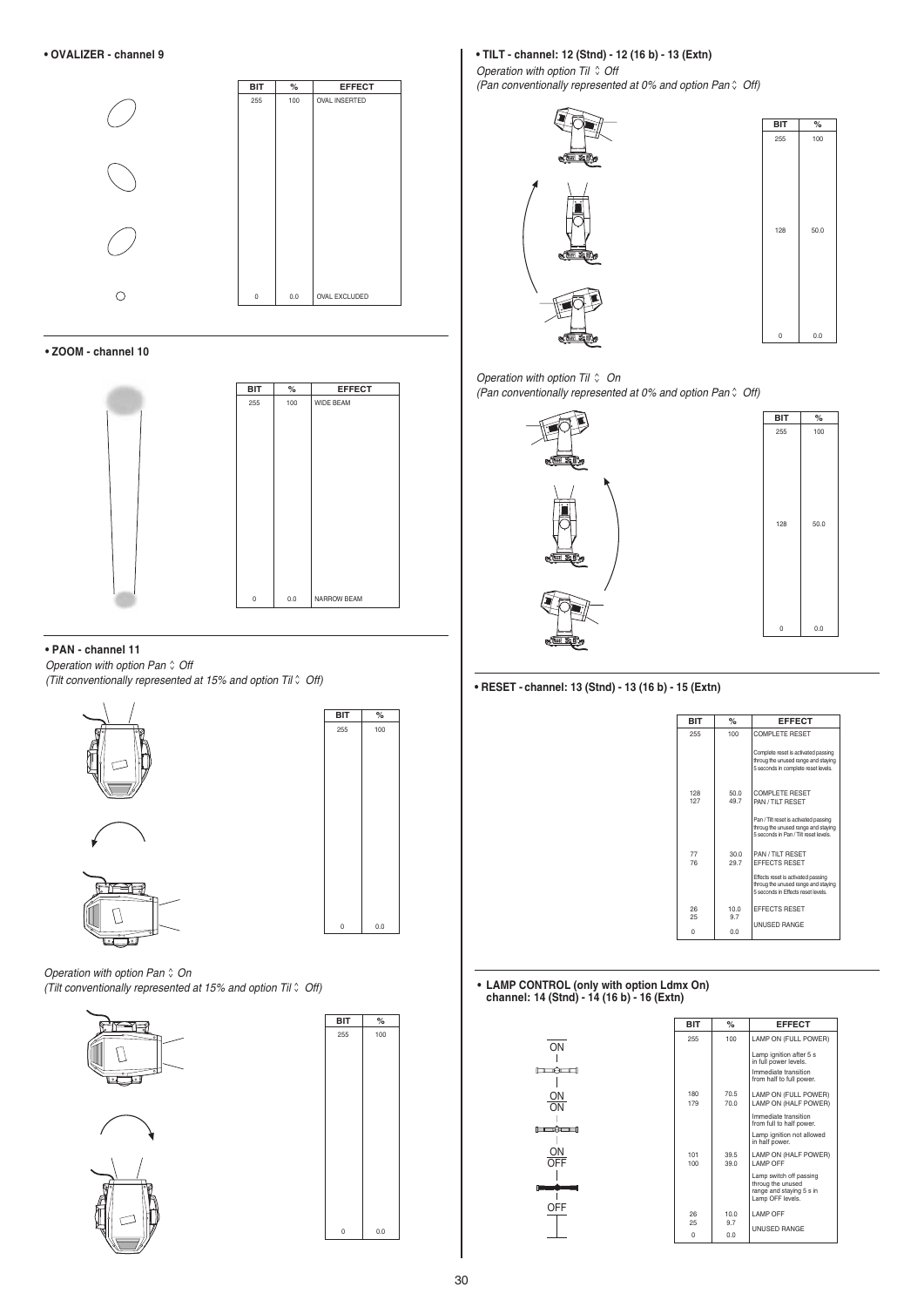**• OVALIZER - channel 9**

| BIT | % | EFFECT |
|---|---|---|
| 255 | 100 | OVAL INSERTED |
| 0 | 0.0 | OVAL EXCLUDED |

**• ZOOM - channel 10**

| BIT | % | EFFECT |
|---|---|---|
| 255 | 100 | WIDE BEAM |
| 0 | 0.0 | NARROW BEAM |

**• PAN - channel 11**

*Operation with option Pan ↕ Off*
*(Tilt conventionally represented at 15% and option Til ↕ Off)*

| BIT | % |
|---|---|
| 255 | 100 |
| 0 | 0.0 |

*Operation with option Pan ↕ On*
*(Tilt conventionally represented at 15% and option Til ↕ Off)*

| BIT | % |
|---|---|
| 255 | 100 |
| 0 | 0.0 |

**• TILT - channel: 12 (Stnd) - 12 (16 b) - 13 (Extn)**

*Operation with option Til ↕ Off*
*(Pan conventionally represented at 0% and option Pan ↕ Off)*

| BIT | % |
|---|---|
| 255 | 100 |
| 128 | 50.0 |
| 0 | 0.0 |

*Operation with option Til ↕ On*
*(Pan conventionally represented at 0% and option Pan ↕ Off)*

| BIT | % |
|---|---|
| 255 | 100 |
| 128 | 50.0 |
| 0 | 0.0 |

**• RESET - channel: 13 (Stnd) - 13 (16 b) - 15 (Extn)**

| BIT | % | EFFECT |
|---|---|---|
| 255 | 100 | COMPLETE RESET |
| | | Complete reset is activated passing throug the unused range and staying 5 seconds in complete reset levels. |
| 128 | 50.0 | COMPLETE RESET |
| 127 | 49.7 | PAN / TILT RESET |
| | | Pan / Tilt reset is activated passing throug the unused range and staying 5 seconds in Pan / Tilt reset levels. |
| 77 | 30.0 | PAN / TILT RESET |
| 76 | 29.7 | EFFECTS RESET |
| | | Effects reset is activated passing throug the unused range and staying 5 seconds in Effects reset levels. |
| 26 | 10.0 | EFFECTS RESET |
| 25 | 9.7 | UNUSED RANGE |
| 0 | 0.0 | |

**• LAMP CONTROL (only with option Ldmx On) channel: 14 (Stnd) - 14 (16 b) - 16 (Extn)**

| BIT | % | EFFECT |
|---|---|---|
| 255 | 100 | LAMP ON (FULL POWER) |
| | | Lamp ignition after 5 s in full power levels. |
| | | Immediate transition from half to full power. |
| 180 | 70.5 | LAMP ON (FULL POWER) |
| 179 | 70.0 | LAMP ON (HALF POWER) |
| | | Immediate transition from full to half power. |
| | | Lamp ignition not allowed in half power. |
| 101 | 39.5 | LAMP ON (HALF POWER) |
| 100 | 39.0 | LAMP OFF |
| | | Lamp switch off passing throug the unused range and staying 5 s in Lamp OFF levels. |
| 26 | 10.0 | LAMP OFF |
| 25 | 9.7 | UNUSED RANGE |
| 0 | 0.0 | |

ON
ON / ON
ON / OFF
OFF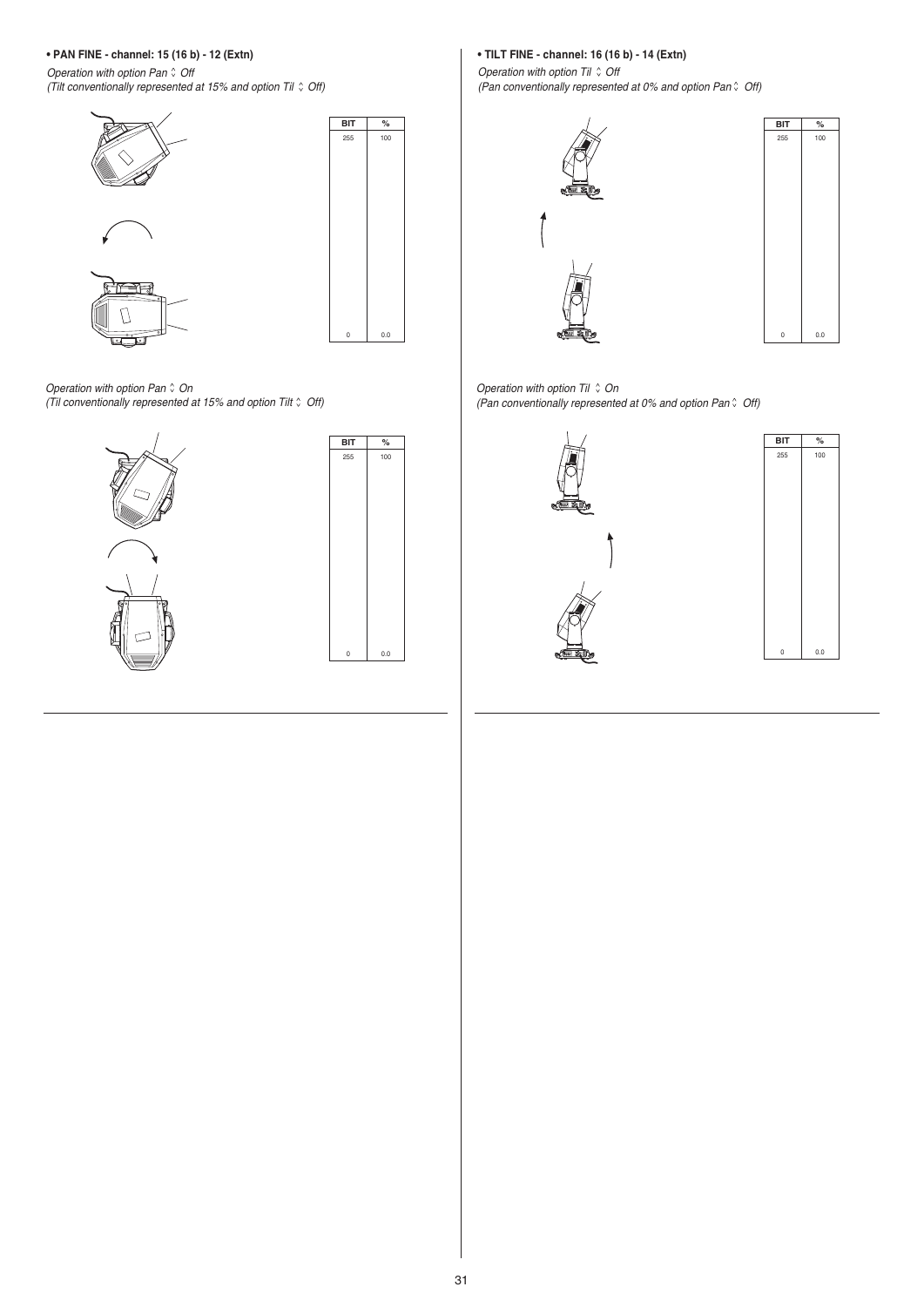**• PAN FINE - channel: 15 (16 b) - 12 (Extn)**

*Operation with option Pan ↕ Off*
*(Tilt conventionally represented at 15% and option Til ↕ Off)*

| BIT | % |
|---|---|
| 255 | 100 |
| 0 | 0.0 |

*Operation with option Pan ↕ On*
*(Til conventionally represented at 15% and option Tilt ↕ Off)*

| BIT | % |
|---|---|
| 255 | 100 |
| 0 | 0.0 |

**• TILT FINE - channel: 16 (16 b) - 14 (Extn)**

*Operation with option Til ↕ Off*
*(Pan conventionally represented at 0% and option Pan ↕ Off)*

| BIT | % |
|---|---|
| 255 | 100 |
| 0 | 0.0 |

*Operation with option Til ↕ On*
*(Pan conventionally represented at 0% and option Pan ↕ Off)*

| BIT | % |
|---|---|
| 255 | 100 |
| 0 | 0.0 |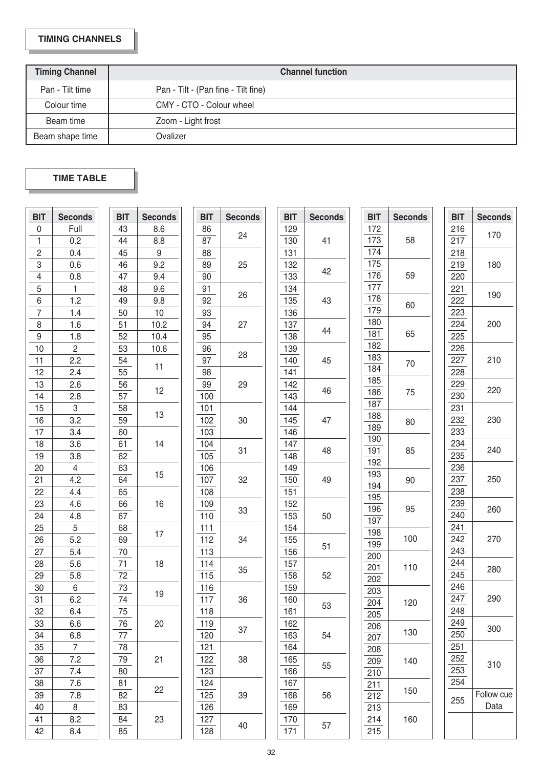**TIMING CHANNELS**

| Timing Channel | Channel function |
|---|---|
| Pan - Tilt time | Pan - Tilt - (Pan fine - Tilt fine) |
| Colour time | CMY - CTO - Colour wheel |
| Beam time | Zoom - Light frost |
| Beam shape time | Ovalizer |

**TIME TABLE**

| BIT | Seconds |
|---|---|
| 0 | Full |
| 1 | 0.2 |
| 2 | 0.4 |
| 3 | 0.6 |
| 4 | 0.8 |
| 5 | 1 |
| 6 | 1.2 |
| 7 | 1.4 |
| 8 | 1.6 |
| 9 | 1.8 |
| 10 | 2 |
| 11 | 2.2 |
| 12 | 2.4 |
| 13 | 2.6 |
| 14 | 2.8 |
| 15 | 3 |
| 16 | 3.2 |
| 17 | 3.4 |
| 18 | 3.6 |
| 19 | 3.8 |
| 20 | 4 |
| 21 | 4.2 |
| 22 | 4.4 |
| 23 | 4.6 |
| 24 | 4.8 |
| 25 | 5 |
| 26 | 5.2 |
| 27 | 5.4 |
| 28 | 5.6 |
| 29 | 5.8 |
| 30 | 6 |
| 31 | 6.2 |
| 32 | 6.4 |
| 33 | 6.6 |
| 34 | 6.8 |
| 35 | 7 |
| 36 | 7.2 |
| 37 | 7.4 |
| 38 | 7.6 |
| 39 | 7.8 |
| 40 | 8 |
| 41 | 8.2 |
| 42 | 8.4 |
| 43 | 8.6 |
| 44 | 8.8 |
| 45 | 9 |
| 46 | 9.2 |
| 47 | 9.4 |
| 48 | 9.6 |
| 49 | 9.8 |
| 50 | 10 |
| 51 | 10.2 |
| 52 | 10.4 |
| 53 | 10.6 |
| 54 - 55 | 11 |
| 56 - 57 | 12 |
| 58 - 59 | 13 |
| 60 - 62 | 14 |
| 63 - 64 | 15 |
| 65 - 67 | 16 |
| 68 - 69 | 17 |
| 70 - 72 | 18 |
| 73 - 74 | 19 |
| 75 - 77 | 20 |
| 78 - 80 | 21 |
| 81 - 82 | 22 |
| 83 - 85 | 23 |
| 86 - 87 | 24 |
| 88 - 90 | 25 |
| 91 - 92 | 26 |
| 93 - 95 | 27 |
| 96 - 97 | 28 |
| 98 - 100 | 29 |
| 101 - 103 | 30 |
| 104 - 105 | 31 |
| 106 - 108 | 32 |
| 109 - 110 | 33 |
| 111 - 113 | 34 |
| 114 - 115 | 35 |
| 116 - 118 | 36 |
| 119 - 120 | 37 |
| 121 - 123 | 38 |
| 124 - 126 | 39 |
| 127 - 128 | 40 |
| 129 - 131 | 41 |
| 132 - 133 | 42 |
| 134 - 136 | 43 |
| 137 - 138 | 44 |
| 139 - 141 | 45 |
| 142 - 143 | 46 |
| 144 - 146 | 47 |
| 147 - 148 | 48 |
| 149 - 151 | 49 |
| 152 - 154 | 50 |
| 155 - 156 | 51 |
| 157 - 159 | 52 |
| 160 - 161 | 53 |
| 162 - 164 | 54 |
| 165 - 166 | 55 |
| 167 - 169 | 56 |
| 170 - 171 | 57 |
| 172 - 174 | 58 |
| 175 - 177 | 59 |
| 178 - 179 | 60 |
| 180 - 182 | 65 |
| 183 - 184 | 70 |
| 185 - 187 | 75 |
| 188 - 189 | 80 |
| 190 - 192 | 85 |
| 193 - 194 | 90 |
| 195 - 197 | 95 |
| 198 - 199 | 100 |
| 200 - 202 | 110 |
| 203 - 205 | 120 |
| 206 - 207 | 130 |
| 208 - 210 | 140 |
| 211 - 212 | 150 |
| 213 - 215 | 160 |
| 216 - 217 | 170 |
| 218 - 220 | 180 |
| 221 - 222 | 190 |
| 223 - 225 | 200 |
| 226 - 228 | 210 |
| 229 - 230 | 220 |
| 231 - 233 | 230 |
| 234 - 235 | 240 |
| 236 - 238 | 250 |
| 239 - 240 | 260 |
| 241 - 243 | 270 |
| 244 - 245 | 280 |
| 246 - 248 | 290 |
| 249 - 250 | 300 |
| 251 - 254 | 310 |
| 255 | Follow cue Data |